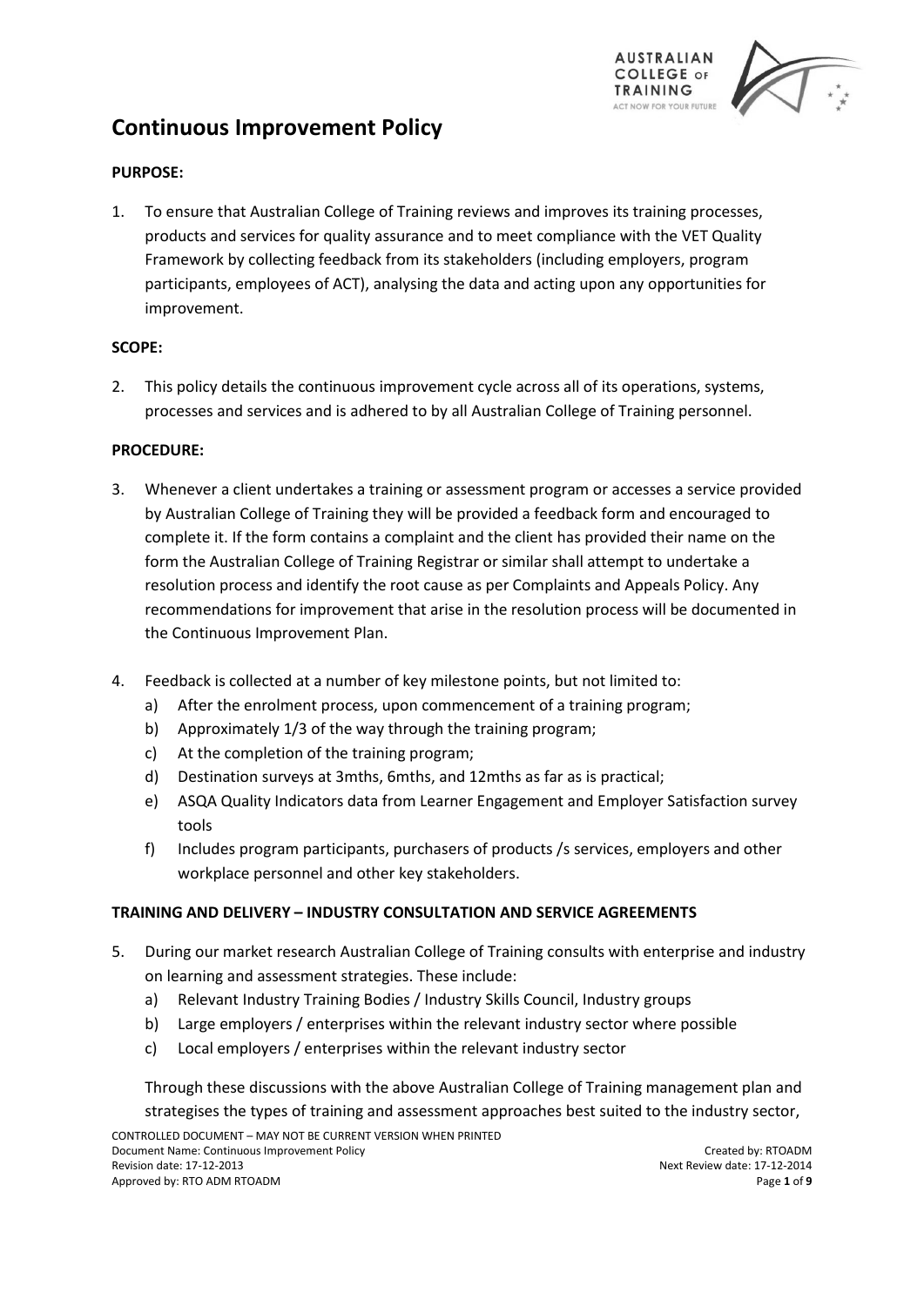# Continuous Improvement Policy

**PURPOSE:**

1. To ensure that Australian College of Training reviews and improves its training processes, products and services for quality assurance and to meet compliance with the VET Quality Framework by collecting feedback from its stakeholders (including employers, program participants, employees of ACT), analysing the data and acting upon any opportunities for improvement.

**SCOPE:**

2. This policy details the continuous improvement cycle across all of its operations, systems, processes and services and is adhered to by all Australian College of Training personnel.

**PROCEDURE:**

3. Whenever a client undertakes a training or assessment program or accesses a service provided by Australian College of Training they will be provided a feedback form and encouraged to complete it. If the form contains a complaint and the client has provided their name on the form the Australian College of Training Registrar or similar shall attempt to undertake a resolution process and identify the root cause as per Complaints and Appeals Policy. Any recommendations for improvement that arise in the resolution process will be documented in the Continuous Improvement Plan.

4. Feedback is collected at a number of key milestone points, but not limited to:
   a) After the enrolment process, upon commencement of a training program;
   b) Approximately 1/3 of the way through the training program;
   c) At the completion of the training program;
   d) Destination surveys at 3mths, 6mths, and 12mths as far as is practical;
   e) ASQA Quality Indicators data from Learner Engagement and Employer Satisfaction survey tools
   f) Includes program participants, purchasers of products /s services, employers and other workplace personnel and other key stakeholders.

**TRAINING AND DELIVERY – INDUSTRY CONSULTATION AND SERVICE AGREEMENTS**

5. During our market research Australian College of Training consults with enterprise and industry on learning and assessment strategies. These include:
   a) Relevant Industry Training Bodies / Industry Skills Council, Industry groups
   b) Large employers / enterprises within the relevant industry sector where possible
   c) Local employers / enterprises within the relevant industry sector

   Through these discussions with the above Australian College of Training management plan and strategises the types of training and assessment approaches best suited to the industry sector,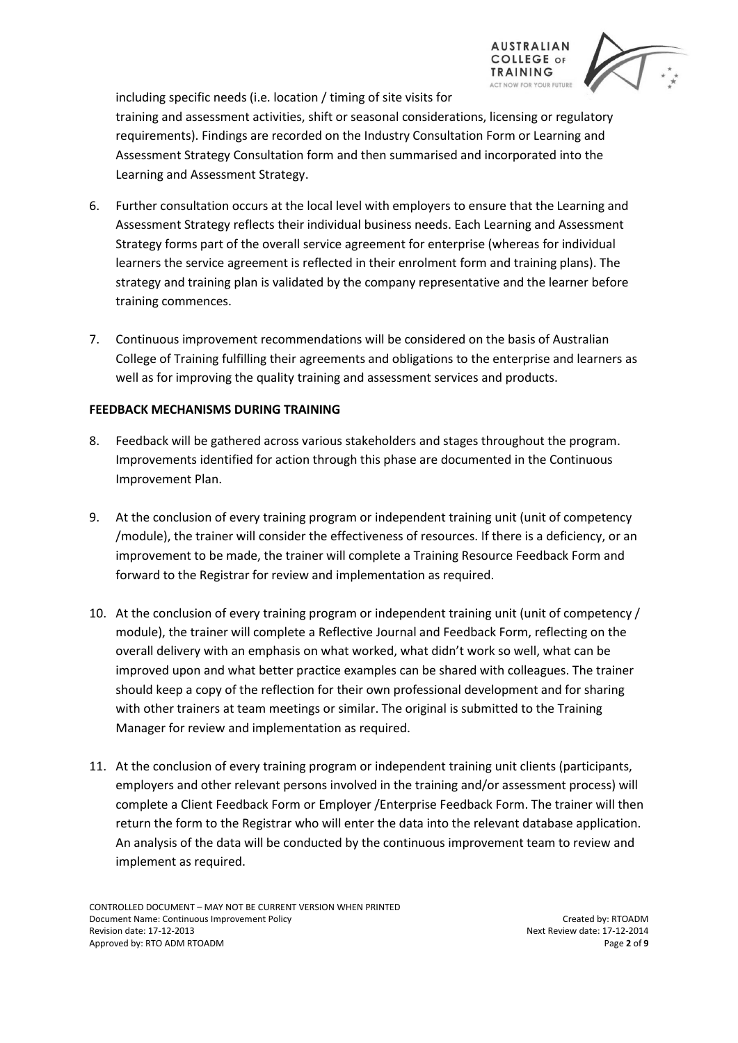including specific needs (i.e. location / timing of site visits for training and assessment activities, shift or seasonal considerations, licensing or regulatory requirements). Findings are recorded on the Industry Consultation Form or Learning and Assessment Strategy Consultation form and then summarised and incorporated into the Learning and Assessment Strategy.

6. Further consultation occurs at the local level with employers to ensure that the Learning and Assessment Strategy reflects their individual business needs. Each Learning and Assessment Strategy forms part of the overall service agreement for enterprise (whereas for individual learners the service agreement is reflected in their enrolment form and training plans). The strategy and training plan is validated by the company representative and the learner before training commences.

7. Continuous improvement recommendations will be considered on the basis of Australian College of Training fulfilling their agreements and obligations to the enterprise and learners as well as for improving the quality training and assessment services and products.

**FEEDBACK MECHANISMS DURING TRAINING**

8. Feedback will be gathered across various stakeholders and stages throughout the program. Improvements identified for action through this phase are documented in the Continuous Improvement Plan.

9. At the conclusion of every training program or independent training unit (unit of competency /module), the trainer will consider the effectiveness of resources. If there is a deficiency, or an improvement to be made, the trainer will complete a Training Resource Feedback Form and forward to the Registrar for review and implementation as required.

10. At the conclusion of every training program or independent training unit (unit of competency / module), the trainer will complete a Reflective Journal and Feedback Form, reflecting on the overall delivery with an emphasis on what worked, what didn't work so well, what can be improved upon and what better practice examples can be shared with colleagues. The trainer should keep a copy of the reflection for their own professional development and for sharing with other trainers at team meetings or similar. The original is submitted to the Training Manager for review and implementation as required.

11. At the conclusion of every training program or independent training unit clients (participants, employers and other relevant persons involved in the training and/or assessment process) will complete a Client Feedback Form or Employer /Enterprise Feedback Form. The trainer will then return the form to the Registrar who will enter the data into the relevant database application. An analysis of the data will be conducted by the continuous improvement team to review and implement as required.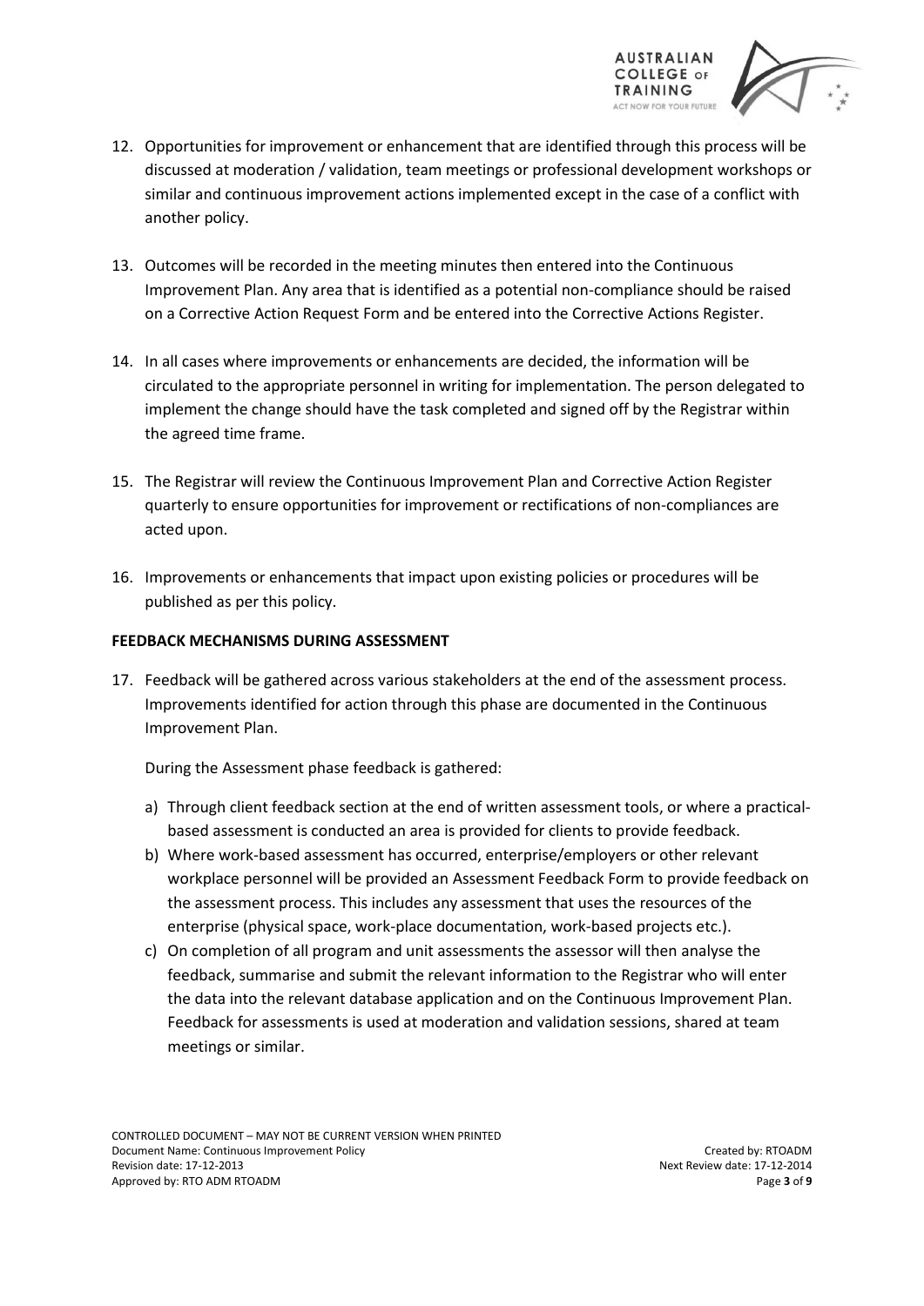12. Opportunities for improvement or enhancement that are identified through this process will be discussed at moderation / validation, team meetings or professional development workshops or similar and continuous improvement actions implemented except in the case of a conflict with another policy.

13. Outcomes will be recorded in the meeting minutes then entered into the Continuous Improvement Plan. Any area that is identified as a potential non-compliance should be raised on a Corrective Action Request Form and be entered into the Corrective Actions Register.

14. In all cases where improvements or enhancements are decided, the information will be circulated to the appropriate personnel in writing for implementation. The person delegated to implement the change should have the task completed and signed off by the Registrar within the agreed time frame.

15. The Registrar will review the Continuous Improvement Plan and Corrective Action Register quarterly to ensure opportunities for improvement or rectifications of non-compliances are acted upon.

16. Improvements or enhancements that impact upon existing policies or procedures will be published as per this policy.

**FEEDBACK MECHANISMS DURING ASSESSMENT**

17. Feedback will be gathered across various stakeholders at the end of the assessment process. Improvements identified for action through this phase are documented in the Continuous Improvement Plan.

    During the Assessment phase feedback is gathered:

    a) Through client feedback section at the end of written assessment tools, or where a practical-based assessment is conducted an area is provided for clients to provide feedback.
    b) Where work-based assessment has occurred, enterprise/employers or other relevant workplace personnel will be provided an Assessment Feedback Form to provide feedback on the assessment process. This includes any assessment that uses the resources of the enterprise (physical space, work-place documentation, work-based projects etc.).
    c) On completion of all program and unit assessments the assessor will then analyse the feedback, summarise and submit the relevant information to the Registrar who will enter the data into the relevant database application and on the Continuous Improvement Plan. Feedback for assessments is used at moderation and validation sessions, shared at team meetings or similar.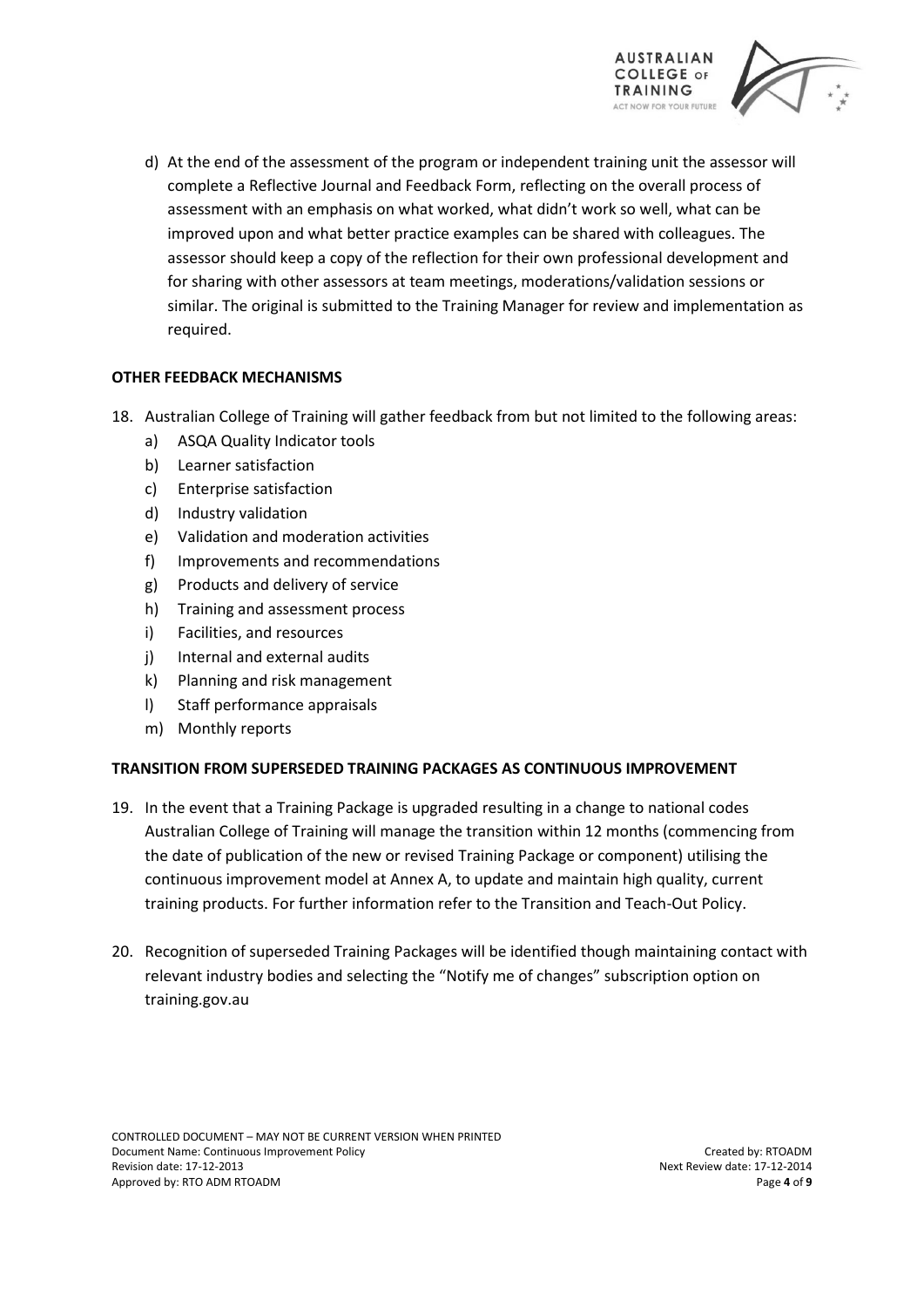d) At the end of the assessment of the program or independent training unit the assessor will complete a Reflective Journal and Feedback Form, reflecting on the overall process of assessment with an emphasis on what worked, what didn't work so well, what can be improved upon and what better practice examples can be shared with colleagues. The assessor should keep a copy of the reflection for their own professional development and for sharing with other assessors at team meetings, moderations/validation sessions or similar. The original is submitted to the Training Manager for review and implementation as required.

**OTHER FEEDBACK MECHANISMS**

18. Australian College of Training will gather feedback from but not limited to the following areas:
    a) ASQA Quality Indicator tools
    b) Learner satisfaction
    c) Enterprise satisfaction
    d) Industry validation
    e) Validation and moderation activities
    f) Improvements and recommendations
    g) Products and delivery of service
    h) Training and assessment process
    i) Facilities, and resources
    j) Internal and external audits
    k) Planning and risk management
    l) Staff performance appraisals
    m) Monthly reports

**TRANSITION FROM SUPERSEDED TRAINING PACKAGES AS CONTINUOUS IMPROVEMENT**

19. In the event that a Training Package is upgraded resulting in a change to national codes Australian College of Training will manage the transition within 12 months (commencing from the date of publication of the new or revised Training Package or component) utilising the continuous improvement model at Annex A, to update and maintain high quality, current training products. For further information refer to the Transition and Teach-Out Policy.

20. Recognition of superseded Training Packages will be identified though maintaining contact with relevant industry bodies and selecting the "Notify me of changes" subscription option on training.gov.au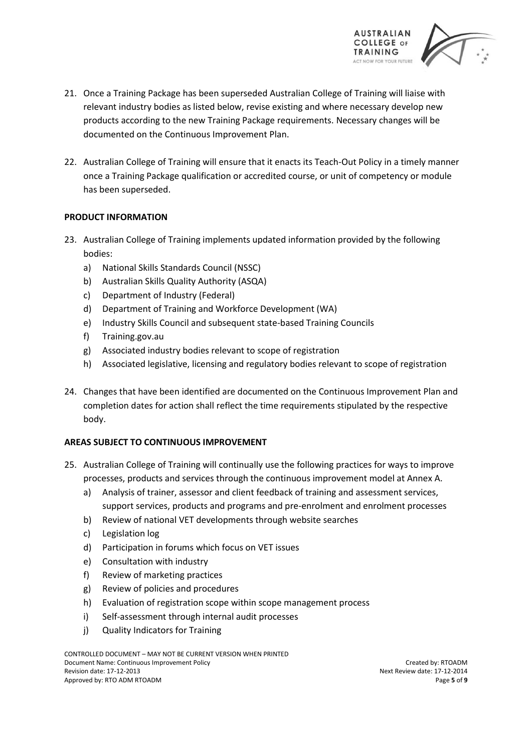21. Once a Training Package has been superseded Australian College of Training will liaise with relevant industry bodies as listed below, revise existing and where necessary develop new products according to the new Training Package requirements. Necessary changes will be documented on the Continuous Improvement Plan.

22. Australian College of Training will ensure that it enacts its Teach-Out Policy in a timely manner once a Training Package qualification or accredited course, or unit of competency or module has been superseded.

**PRODUCT INFORMATION**

23. Australian College of Training implements updated information provided by the following bodies:
    a) National Skills Standards Council (NSSC)
    b) Australian Skills Quality Authority (ASQA)
    c) Department of Industry (Federal)
    d) Department of Training and Workforce Development (WA)
    e) Industry Skills Council and subsequent state-based Training Councils
    f) Training.gov.au
    g) Associated industry bodies relevant to scope of registration
    h) Associated legislative, licensing and regulatory bodies relevant to scope of registration

24. Changes that have been identified are documented on the Continuous Improvement Plan and completion dates for action shall reflect the time requirements stipulated by the respective body.

**AREAS SUBJECT TO CONTINUOUS IMPROVEMENT**

25. Australian College of Training will continually use the following practices for ways to improve processes, products and services through the continuous improvement model at Annex A.
    a) Analysis of trainer, assessor and client feedback of training and assessment services, support services, products and programs and pre-enrolment and enrolment processes
    b) Review of national VET developments through website searches
    c) Legislation log
    d) Participation in forums which focus on VET issues
    e) Consultation with industry
    f) Review of marketing practices
    g) Review of policies and procedures
    h) Evaluation of registration scope within scope management process
    i) Self-assessment through internal audit processes
    j) Quality Indicators for Training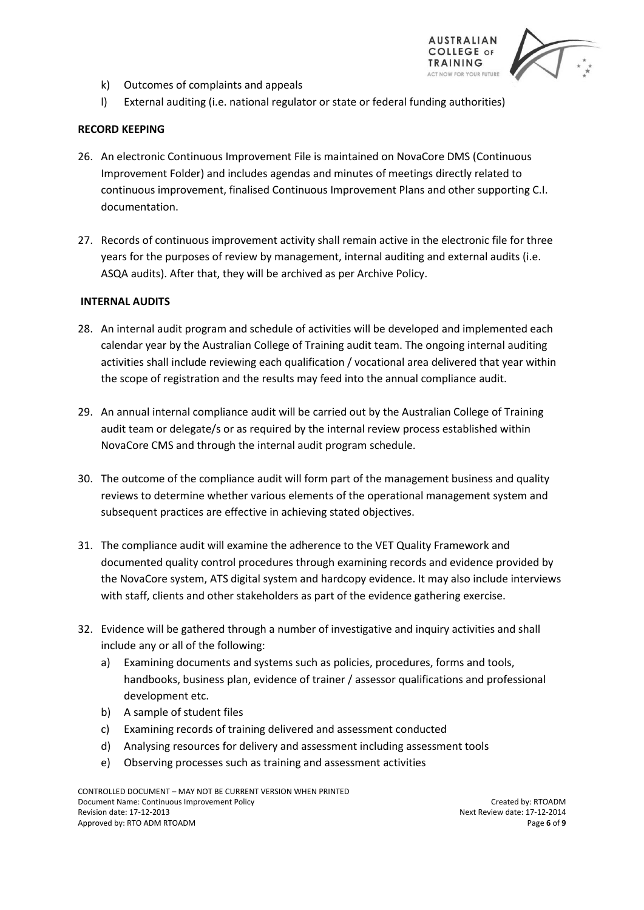k) Outcomes of complaints and appeals

l) External auditing (i.e. national regulator or state or federal funding authorities)

**RECORD KEEPING**

26. An electronic Continuous Improvement File is maintained on NovaCore DMS (Continuous Improvement Folder) and includes agendas and minutes of meetings directly related to continuous improvement, finalised Continuous Improvement Plans and other supporting C.I. documentation.

27. Records of continuous improvement activity shall remain active in the electronic file for three years for the purposes of review by management, internal auditing and external audits (i.e. ASQA audits). After that, they will be archived as per Archive Policy.

**INTERNAL AUDITS**

28. An internal audit program and schedule of activities will be developed and implemented each calendar year by the Australian College of Training audit team. The ongoing internal auditing activities shall include reviewing each qualification / vocational area delivered that year within the scope of registration and the results may feed into the annual compliance audit.

29. An annual internal compliance audit will be carried out by the Australian College of Training audit team or delegate/s or as required by the internal review process established within NovaCore CMS and through the internal audit program schedule.

30. The outcome of the compliance audit will form part of the management business and quality reviews to determine whether various elements of the operational management system and subsequent practices are effective in achieving stated objectives.

31. The compliance audit will examine the adherence to the VET Quality Framework and documented quality control procedures through examining records and evidence provided by the NovaCore system, ATS digital system and hardcopy evidence. It may also include interviews with staff, clients and other stakeholders as part of the evidence gathering exercise.

32. Evidence will be gathered through a number of investigative and inquiry activities and shall include any or all of the following:
    a) Examining documents and systems such as policies, procedures, forms and tools, handbooks, business plan, evidence of trainer / assessor qualifications and professional development etc.
    b) A sample of student files
    c) Examining records of training delivered and assessment conducted
    d) Analysing resources for delivery and assessment including assessment tools
    e) Observing processes such as training and assessment activities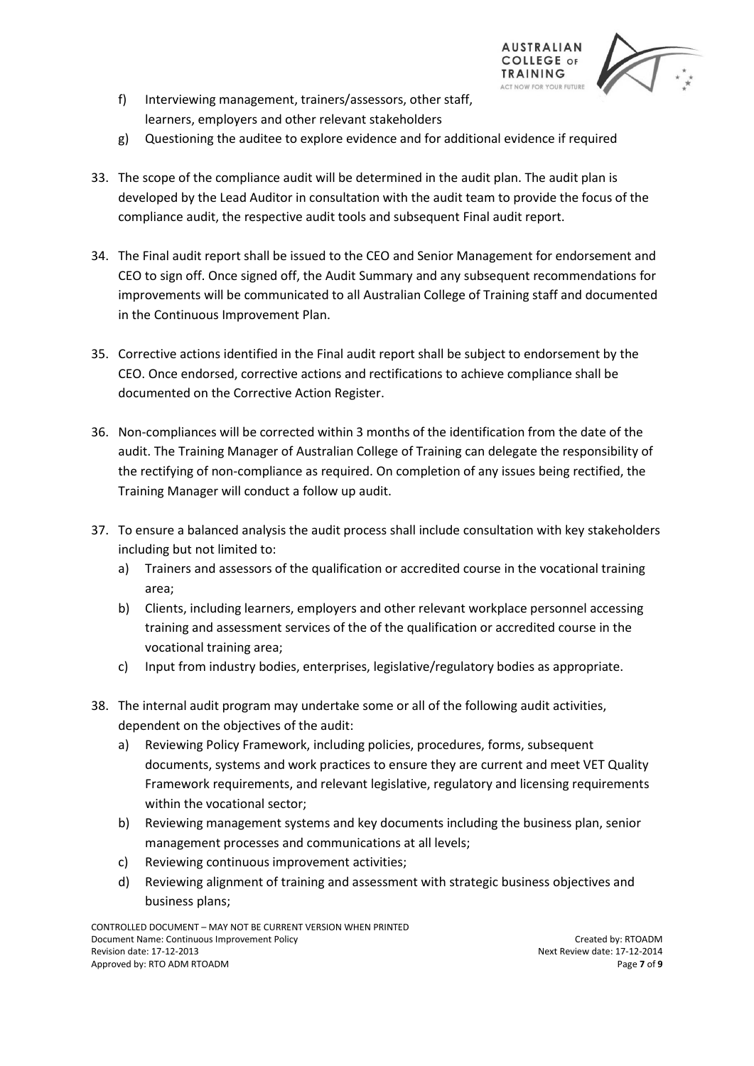f) Interviewing management, trainers/assessors, other staff, learners, employers and other relevant stakeholders
g) Questioning the auditee to explore evidence and for additional evidence if required

33. The scope of the compliance audit will be determined in the audit plan. The audit plan is developed by the Lead Auditor in consultation with the audit team to provide the focus of the compliance audit, the respective audit tools and subsequent Final audit report.

34. The Final audit report shall be issued to the CEO and Senior Management for endorsement and CEO to sign off. Once signed off, the Audit Summary and any subsequent recommendations for improvements will be communicated to all Australian College of Training staff and documented in the Continuous Improvement Plan.

35. Corrective actions identified in the Final audit report shall be subject to endorsement by the CEO. Once endorsed, corrective actions and rectifications to achieve compliance shall be documented on the Corrective Action Register.

36. Non-compliances will be corrected within 3 months of the identification from the date of the audit. The Training Manager of Australian College of Training can delegate the responsibility of the rectifying of non-compliance as required. On completion of any issues being rectified, the Training Manager will conduct a follow up audit.

37. To ensure a balanced analysis the audit process shall include consultation with key stakeholders including but not limited to:
    a) Trainers and assessors of the qualification or accredited course in the vocational training area;
    b) Clients, including learners, employers and other relevant workplace personnel accessing training and assessment services of the of the qualification or accredited course in the vocational training area;
    c) Input from industry bodies, enterprises, legislative/regulatory bodies as appropriate.

38. The internal audit program may undertake some or all of the following audit activities, dependent on the objectives of the audit:
    a) Reviewing Policy Framework, including policies, procedures, forms, subsequent documents, systems and work practices to ensure they are current and meet VET Quality Framework requirements, and relevant legislative, regulatory and licensing requirements within the vocational sector;
    b) Reviewing management systems and key documents including the business plan, senior management processes and communications at all levels;
    c) Reviewing continuous improvement activities;
    d) Reviewing alignment of training and assessment with strategic business objectives and business plans;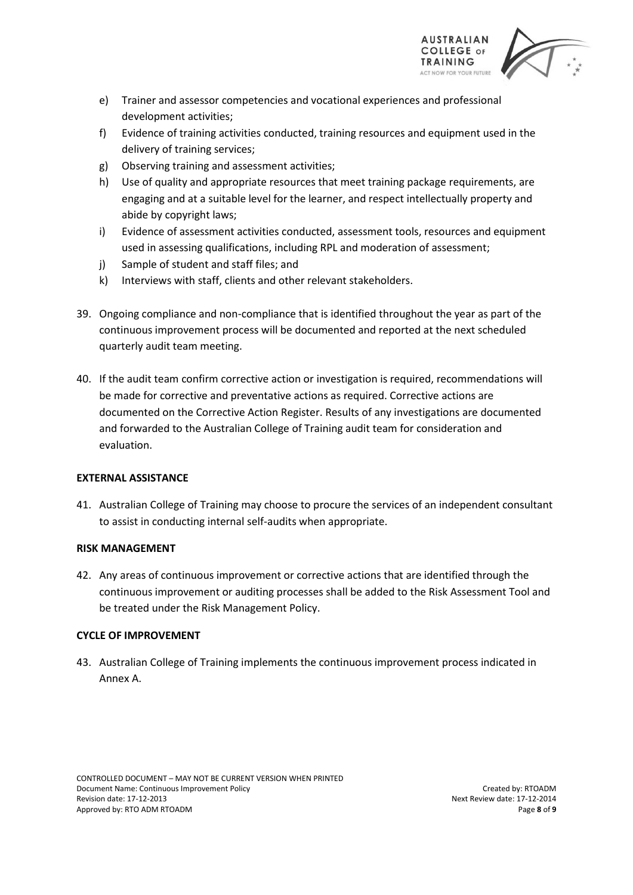e) Trainer and assessor competencies and vocational experiences and professional development activities;
f) Evidence of training activities conducted, training resources and equipment used in the delivery of training services;
g) Observing training and assessment activities;
h) Use of quality and appropriate resources that meet training package requirements, are engaging and at a suitable level for the learner, and respect intellectually property and abide by copyright laws;
i) Evidence of assessment activities conducted, assessment tools, resources and equipment used in assessing qualifications, including RPL and moderation of assessment;
j) Sample of student and staff files; and
k) Interviews with staff, clients and other relevant stakeholders.

39. Ongoing compliance and non-compliance that is identified throughout the year as part of the continuous improvement process will be documented and reported at the next scheduled quarterly audit team meeting.

40. If the audit team confirm corrective action or investigation is required, recommendations will be made for corrective and preventative actions as required. Corrective actions are documented on the Corrective Action Register. Results of any investigations are documented and forwarded to the Australian College of Training audit team for consideration and evaluation.

**EXTERNAL ASSISTANCE**

41. Australian College of Training may choose to procure the services of an independent consultant to assist in conducting internal self-audits when appropriate.

**RISK MANAGEMENT**

42. Any areas of continuous improvement or corrective actions that are identified through the continuous improvement or auditing processes shall be added to the Risk Assessment Tool and be treated under the Risk Management Policy.

**CYCLE OF IMPROVEMENT**

43. Australian College of Training implements the continuous improvement process indicated in Annex A.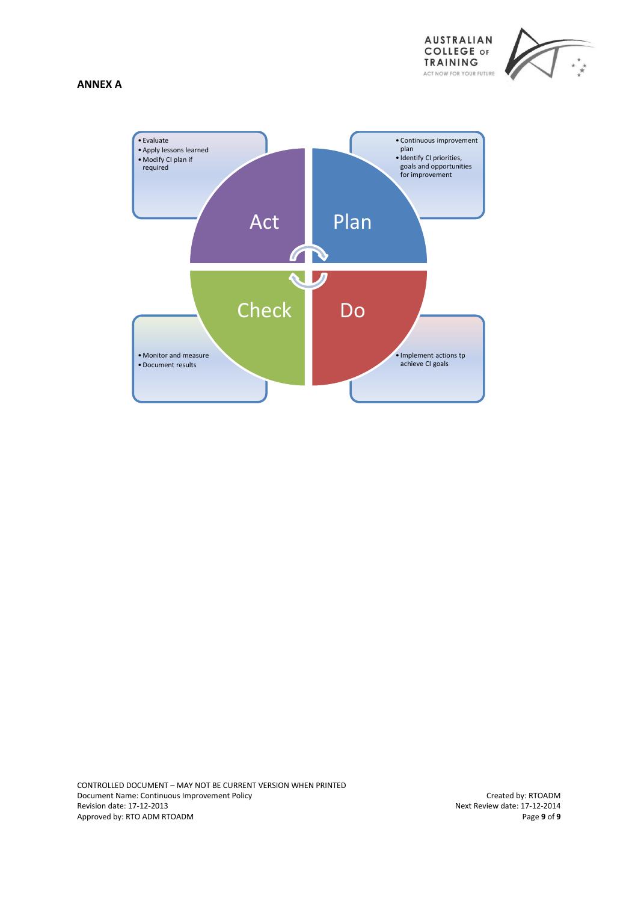**ANNEX A**

- Evaluate
- Apply lessons learned
- Modify CI plan if required

- Continuous improvement plan
- Identify CI priorities, goals and opportunities for improvement

Act

Plan

Check

Do

- Monitor and measure
- Document results

- Implement actions tp achieve CI goals